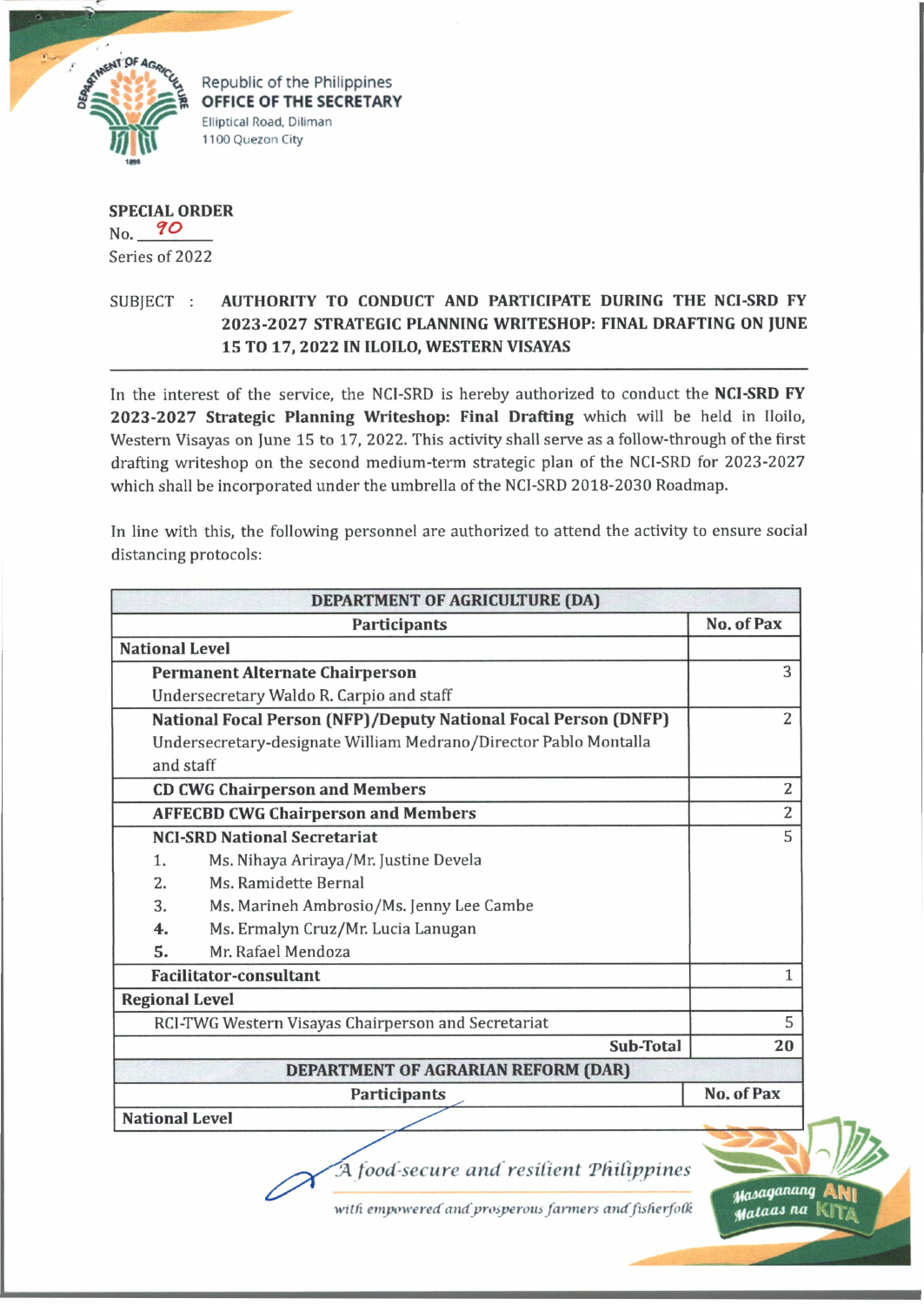Republic of the Philippines
**OFFICE OF THE SECRETARY**
Elliptical Road, Diliman
1100 Quezon City

**SPECIAL ORDER**
No. 90
Series of 2022

SUBJECT : **AUTHORITY TO CONDUCT AND PARTICIPATE DURING THE NCI-SRD FY 2023-2027 STRATEGIC PLANNING WRITESHOP: FINAL DRAFTING ON JUNE 15 TO 17, 2022 IN ILOILO, WESTERN VISAYAS**

---

In the interest of the service, the NCI-SRD is hereby authorized to conduct the **NCI-SRD FY 2023-2027 Strategic Planning Writeshop: Final Drafting** which will be held in Iloilo, Western Visayas on June 15 to 17, 2022. This activity shall serve as a follow-through of the first drafting writeshop on the second medium-term strategic plan of the NCI-SRD for 2023-2027 which shall be incorporated under the umbrella of the NCI-SRD 2018-2030 Roadmap.

In line with this, the following personnel are authorized to attend the activity to ensure social distancing protocols:

| **DEPARTMENT OF AGRICULTURE (DA)** | |
|---|---|
| **Participants** | **No. of Pax** |
| **National Level** | |
| **Permanent Alternate Chairperson**<br>Undersecretary Waldo R. Carpio and staff | 3 |
| **National Focal Person (NFP)/Deputy National Focal Person (DNFP)**<br>Undersecretary-designate William Medrano/Director Pablo Montalla and staff | 2 |
| **CD CWG Chairperson and Members** | 2 |
| **AFFECBD CWG Chairperson and Members** | 2 |
| **NCI-SRD National Secretariat**<br>1. Ms. Nihaya Ariraya/Mr. Justine Devela<br>2. Ms. Ramidette Bernal<br>3. Ms. Marineh Ambrosio/Ms. Jenny Lee Cambe<br>4. Ms. Ermalyn Cruz/Mr. Lucia Lanugan<br>5. Mr. Rafael Mendoza | 5 |
| **Facilitator-consultant** | 1 |
| **Regional Level** | |
| RCI-TWG Western Visayas Chairperson and Secretariat | 5 |
| **Sub-Total** | **20** |
| **DEPARTMENT OF AGRARIAN REFORM (DAR)** | |
| **Participants** | **No. of Pax** |
| **National Level** | |

*A food-secure and resilient Philippines with empowered and prosperous farmers and fisherfolk*

Masaganang ANI Mataas na KITA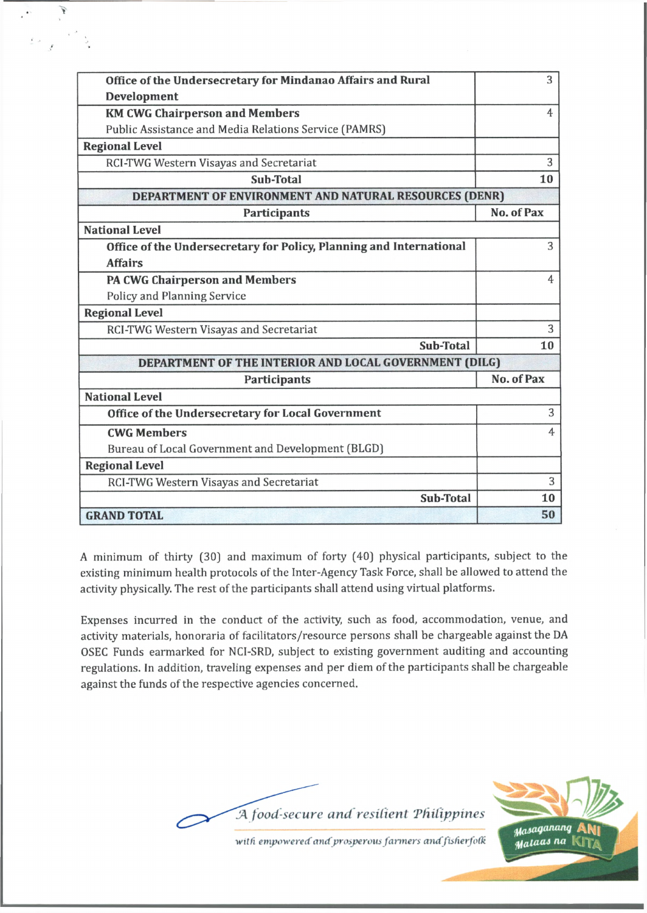| Participants | No. of Pax |
| --- | --- |
| **Office of the Undersecretary for Mindanao Affairs and Rural Development** | 3 |
| **KM CWG Chairperson and Members** Public Assistance and Media Relations Service (PAMRS) | 4 |
| **Regional Level** | |
| RCI-TWG Western Visayas and Secretariat | 3 |
| **Sub-Total** | **10** |
| **DEPARTMENT OF ENVIRONMENT AND NATURAL RESOURCES (DENR)** | |
| **Participants** | **No. of Pax** |
| **National Level** | |
| **Office of the Undersecretary for Policy, Planning and International Affairs** | 3 |
| **PA CWG Chairperson and Members** Policy and Planning Service | 4 |
| **Regional Level** | |
| RCI-TWG Western Visayas and Secretariat | 3 |
| **Sub-Total** | **10** |
| **DEPARTMENT OF THE INTERIOR AND LOCAL GOVERNMENT (DILG)** | |
| **Participants** | **No. of Pax** |
| **National Level** | |
| **Office of the Undersecretary for Local Government** | 3 |
| **CWG Members** Bureau of Local Government and Development (BLGD) | 4 |
| **Regional Level** | |
| RCI-TWG Western Visayas and Secretariat | 3 |
| **Sub-Total** | **10** |
| **GRAND TOTAL** | **50** |

A minimum of thirty (30) and maximum of forty (40) physical participants, subject to the existing minimum health protocols of the Inter-Agency Task Force, shall be allowed to attend the activity physically. The rest of the participants shall attend using virtual platforms.

Expenses incurred in the conduct of the activity, such as food, accommodation, venue, and activity materials, honoraria of facilitators/resource persons shall be chargeable against the DA OSEC Funds earmarked for NCI-SRD, subject to existing government auditing and accounting regulations. In addition, traveling expenses and per diem of the participants shall be chargeable against the funds of the respective agencies concerned.

*A food-secure and resilient Philippines with empowered and prosperous farmers and fisherfolk*

Masaganang ANI Mataas na KITA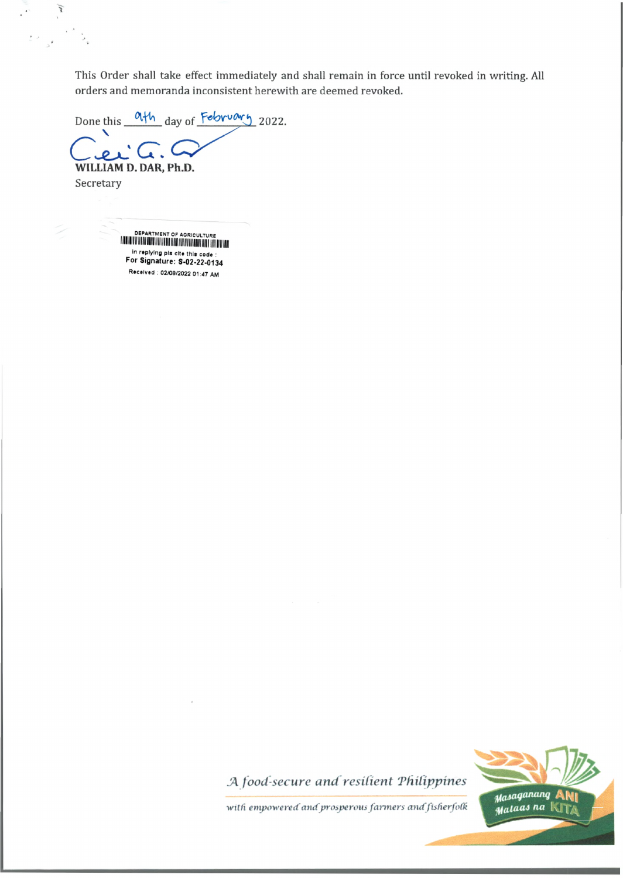This Order shall take effect immediately and shall remain in force until revoked in writing. All orders and memoranda inconsistent herewith are deemed revoked.

Done this 9th day of February 2022.

**WILLIAM D. DAR, Ph.D.**
Secretary

DEPARTMENT OF AGRICULTURE
in replying pls cite this code :
For Signature: S-02-22-0134
Received : 02/08/2022 01:47 AM

*A food-secure and resilient Philippines*
*with empowered and prosperous farmers and fisherfolk*

Masaganang ANI Mataas na KITA